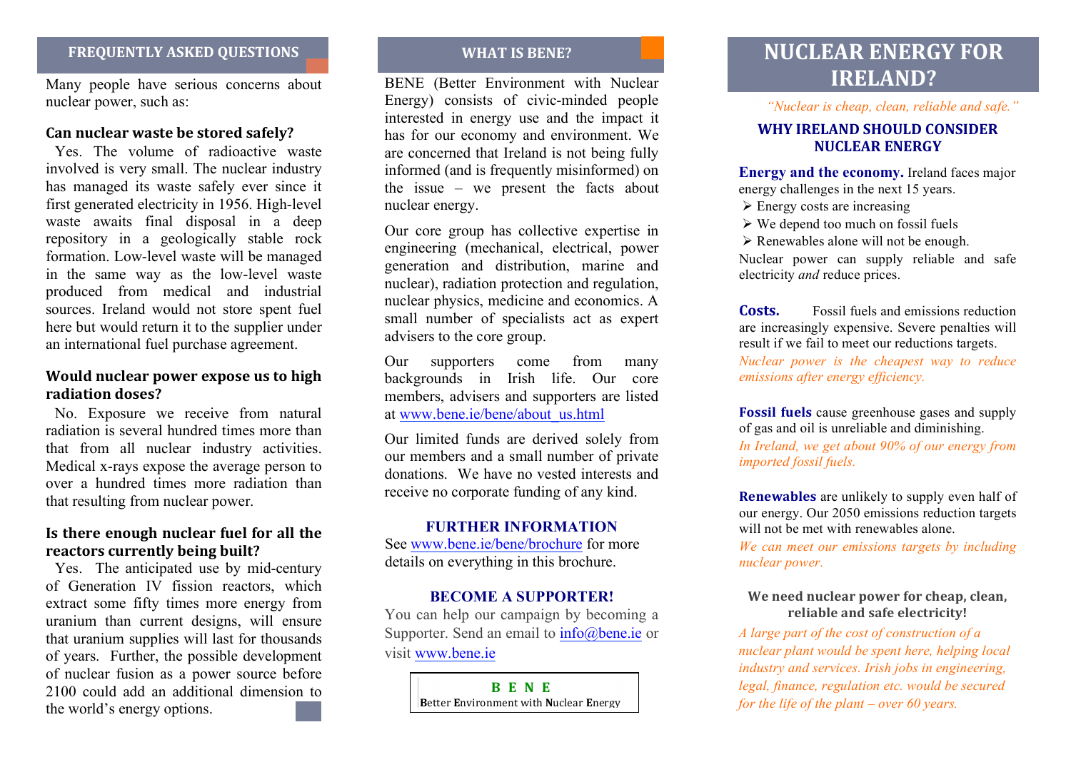## FREQUENTLY ASKED QUESTIONS

Many people have serious concerns about nuclear power, such as:

### Can nuclear waste be stored safely?

Yes. The volume of radioactive waste involved is very small. The nuclear industry has managed its waste safely ever since it first generated electricity in 1956. High-level waste awaits final disposal in a deep repository in a geologically stable rock formation. Low-level waste will be managed in the same way as the low-level waste produced from medical and industrial sources. Ireland would not store spent fuel here but would return it to the supplier under an international fuel purchase agreement.

### Would nuclear power expose us to high radiation doses?

No. Exposure we receive from natural radiation is several hundred times more than that from all nuclear industry activities. Medical x-rays expose the average person to over a hundred times more radiation than that resulting from nuclear power.

### Is there enough nuclear fuel for all the reactors currently being built?

Yes. The anticipated use by mid-century of Generation IV fission reactors, which extract some fifty times more energy from uranium than current designs, will ensure that uranium supplies will last for thousands of years. Further, the possible development of nuclear fusion as a power source before 2100 could add an additional dimension to the world's energy options.

## WHAT IS BENE?

BENE (Better Environment with Nuclear Energy) consists of civic-minded people interested in energy use and the impact it has for our economy and environment. We are concerned that Ireland is not being fully informed (and is frequently misinformed) on the issue – we present the facts about nuclear energy.

Our core group has collective expertise in engineering (mechanical, electrical, power generation and distribution, marine and nuclear), radiation protection and regulation, nuclear physics, medicine and economics. A small number of specialists act as expert advisers to the core group.

Our supporters come from many backgrounds in Irish life. Our core members, advisers and supporters are listed at www.bene.ie/bene/about_us.html

Our limited funds are derived solely from our members and a small number of private donations. We have no vested interests and receive no corporate funding of any kind.

### FURTHER INFORMATION

See www.bene.ie/bene/brochure for more details on everything in this brochure.

### BECOME A SUPPORTER!

You can help our campaign by becoming a Supporter. Send an email to info@bene.ie or visit www.bene.ie

**B E N E**
**B**etter **E**nvironment with **N**uclear **E**nergy

# NUCLEAR ENERGY FOR IRELAND?

*"Nuclear is cheap, clean, reliable and safe."*

### WHY IRELAND SHOULD CONSIDER NUCLEAR ENERGY

**Energy and the economy.** Ireland faces major energy challenges in the next 15 years.

- Energy costs are increasing
- We depend too much on fossil fuels
- Renewables alone will not be enough.

Nuclear power can supply reliable and safe electricity *and* reduce prices.

**Costs.** Fossil fuels and emissions reduction are increasingly expensive. Severe penalties will result if we fail to meet our reductions targets.
*Nuclear power is the cheapest way to reduce emissions after energy efficiency.*

**Fossil fuels** cause greenhouse gases and supply of gas and oil is unreliable and diminishing.
*In Ireland, we get about 90% of our energy from imported fossil fuels.*

**Renewables** are unlikely to supply even half of our energy. Our 2050 emissions reduction targets will not be met with renewables alone.
*We can meet our emissions targets by including nuclear power.*

**We need nuclear power for cheap, clean, reliable and safe electricity!**

*A large part of the cost of construction of a nuclear plant would be spent here, helping local industry and services. Irish jobs in engineering, legal, finance, regulation etc. would be secured for the life of the plant – over 60 years.*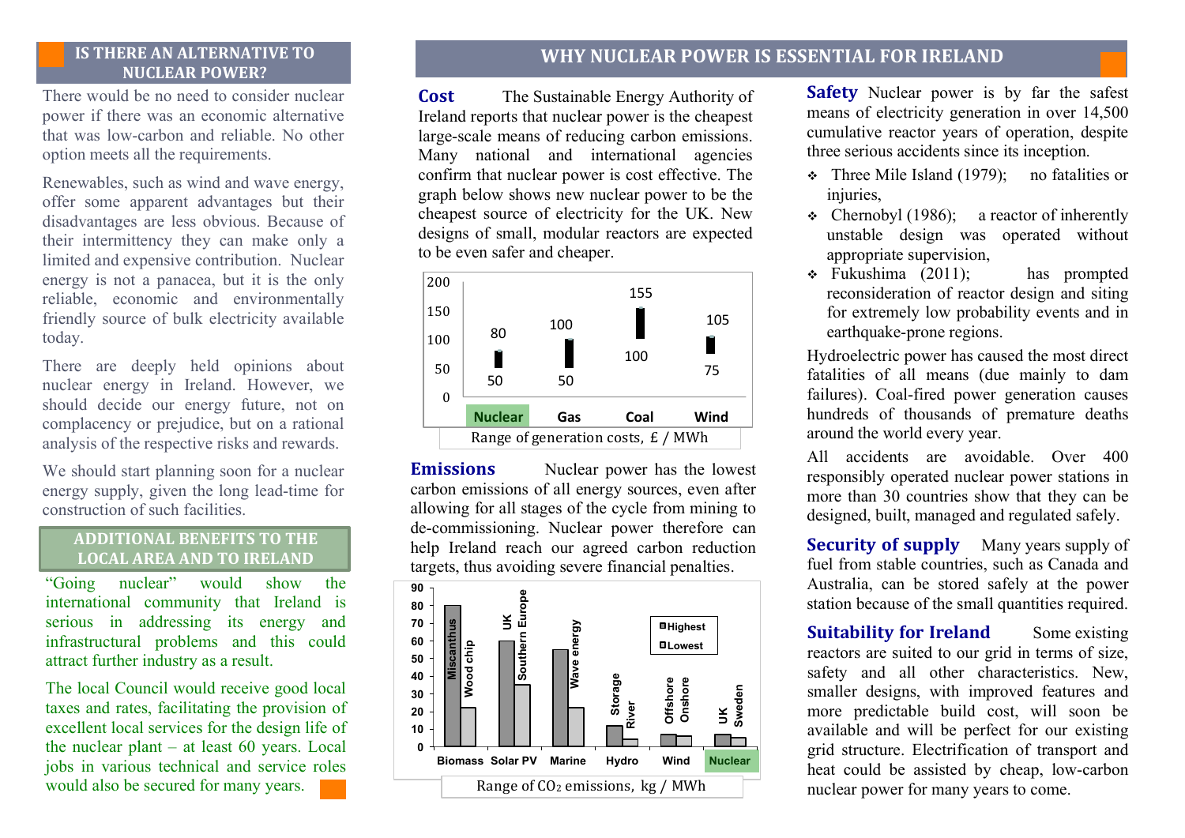## IS THERE AN ALTERNATIVE TO NUCLEAR POWER?

There would be no need to consider nuclear power if there was an economic alternative that was low-carbon and reliable. No other option meets all the requirements.

Renewables, such as wind and wave energy, offer some apparent advantages but their disadvantages are less obvious. Because of their intermittency they can make only a limited and expensive contribution. Nuclear energy is not a panacea, but it is the only reliable, economic and environmentally friendly source of bulk electricity available today.

There are deeply held opinions about nuclear energy in Ireland. However, we should decide our energy future, not on complacency or prejudice, but on a rational analysis of the respective risks and rewards.

We should start planning soon for a nuclear energy supply, given the long lead-time for construction of such facilities.

## ADDITIONAL BENEFITS TO THE LOCAL AREA AND TO IRELAND

"Going nuclear" would show the international community that Ireland is serious in addressing its energy and infrastructural problems and this could attract further industry as a result.

The local Council would receive good local taxes and rates, facilitating the provision of excellent local services for the design life of the nuclear plant – at least 60 years. Local jobs in various technical and service roles would also be secured for many years.

## WHY NUCLEAR POWER IS ESSENTIAL FOR IRELAND

**Cost** The Sustainable Energy Authority of Ireland reports that nuclear power is the cheapest large-scale means of reducing carbon emissions. Many national and international agencies confirm that nuclear power is cost effective. The graph below shows new nuclear power to be the cheapest source of electricity for the UK. New designs of small, modular reactors are expected to be even safer and cheaper.

200
150
100
50
0
Nuclear: 80, 50
Gas: 100, 50
Coal: 155, 100
Wind: 105, 75

Range of generation costs, £ / MWh

**Emissions** Nuclear power has the lowest carbon emissions of all energy sources, even after allowing for all stages of the cycle from mining to de-commissioning. Nuclear power therefore can help Ireland reach our agreed carbon reduction targets, thus avoiding severe financial penalties.

90
80
70
60
50
40
30
20
10
0
Highest
Lowest
Biomass: Miscanthus, Wood chip
Solar PV: UK, Southern Europe
Marine: Wave energy
Hydro: Storage, River
Wind: Offshore, Onshore
Nuclear: UK, Sweden

Range of $CO_2$ emissions, kg / MWh

**Safety** Nuclear power is by far the safest means of electricity generation in over 14,500 cumulative reactor years of operation, despite three serious accidents since its inception.

- Three Mile Island (1979); no fatalities or injuries,
- Chernobyl (1986); a reactor of inherently unstable design was operated without appropriate supervision,
- Fukushima (2011); has prompted reconsideration of reactor design and siting for extremely low probability events and in earthquake-prone regions.

Hydroelectric power has caused the most direct fatalities of all means (due mainly to dam failures). Coal-fired power generation causes hundreds of thousands of premature deaths around the world every year.

All accidents are avoidable. Over 400 responsibly operated nuclear power stations in more than 30 countries show that they can be designed, built, managed and regulated safely.

**Security of supply** Many years supply of fuel from stable countries, such as Canada and Australia, can be stored safely at the power station because of the small quantities required.

**Suitability for Ireland** Some existing reactors are suited to our grid in terms of size, safety and all other characteristics. New, smaller designs, with improved features and more predictable build cost, will soon be available and will be perfect for our existing grid structure. Electrification of transport and heat could be assisted by cheap, low-carbon nuclear power for many years to come.